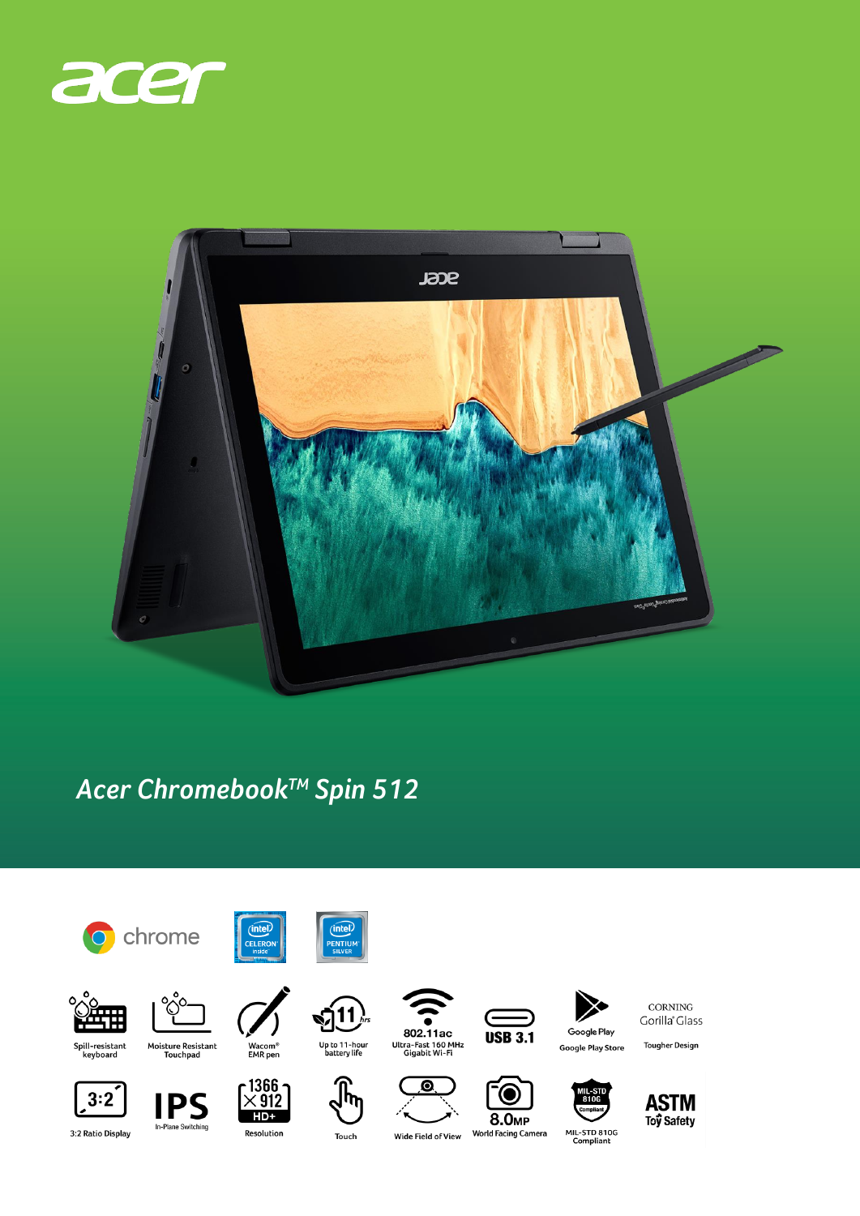acer

# Acer Chromebook™ Spin 512

chrome

intel CELERON inside

intel PENTIUM SILVER

- Spill-resistant keyboard
- Moisture Resistant Touchpad
- Wacom® EMR pen
- Up to 11-hour battery life
- 802.11ac Ultra-Fast 160 MHz Gigabit Wi-Fi
- USB 3.1
- Google Play Store
- CORNING Gorilla® Glass — Tougher Design
- 3:2 Ratio Display
- IPS In-Plane Switching
- 1366 × 912 HD+ Resolution
- Touch
- Wide Field of View
- 8.0MP World Facing Camera
- MIL-STD 810G Compliant
- ASTM Toy Safety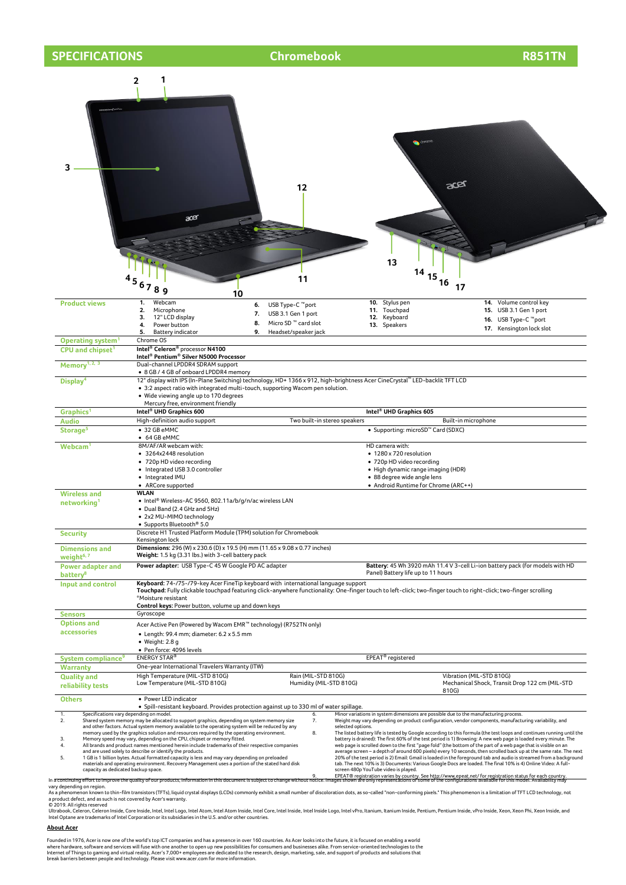# SPECIFICATIONS Chromebook R851TN

2 1

3

12

13

14 15 16 17

4 5 6 7 8 9 10 11

| | | | |
|---|---|---|---|
| **Product views** | 1. Webcam<br>2. Microphone<br>3. 12" LCD display<br>4. Power button<br>5. Battery indicator<br>6. USB Type-C ™port<br>7. USB 3.1 Gen 1 port<br>8. Micro SD ™ card slot<br>9. Headset/speaker jack | 10. Stylus pen<br>11. Touchpad<br>12. Keyboard<br>13. Speakers | 14. Volume control key<br>15. USB 3.1 Gen 1 port<br>16. USB Type-C ™port<br>17. Kensington lock slot |
| **Operating system**[1] | Chrome OS | | |
| **CPU and chipset**[1] | **Intel® Celeron® processor N4100**<br>**Intel® Pentium® Silver N5000 Processor** | | |
| **Memory**[1, 2, 3] | Dual-channel LPDDR4 SDRAM support<br>• 8 GB / 4 GB of onboard LPDDR4 memory | | |
| **Display**[4] | 12" display with IPS (In-Plane Switching) technology, HD+ 1366 x 912, high-brightness Acer CineCrystal™ LED-backlit TFT LCD<br>• 3:2 aspect ratio with integrated multi-touch, supporting Wacom pen solution.<br>• Wide viewing angle up to 170 degrees<br>Mercury free, environment friendly | | |
| **Graphics**[1] | Intel® UHD Graphics 600 | Intel® UHD Graphics 605 | |
| **Audio** | High-definition audio support | Two built-in stereo speakers | Built-in microphone |
| **Storage**[5] | • 32 GB eMMC<br>• 64 GB eMMC | • Supporting: microSD™ Card (SDXC) | |
| **Webcam**[1] | 8M/AF/AR webcam with:<br>• 3264x2448 resolution<br>• 720p HD video recording<br>• Integrated USB 3.0 controller<br>• Integrated IMU<br>• ARCore supported | HD camera with:<br>• 1280 x 720 resolution<br>• 720p HD video recording<br>• High dynamic range imaging (HDR)<br>• 88 degree wide angle lens<br>• Android Runtime for Chrome (ARC++) | |
| **Wireless and networking**[1] | **WLAN**<br>• Intel® Wireless-AC 9560, 802.11a/b/g/n/ac wireless LAN<br>• Dual Band (2.4 GHz and 5Hz)<br>• 2x2 MU-MIMO technology<br>• Supports Bluetooth® 5.0 | | |
| **Security** | Discrete H1 Trusted Platform Module (TPM) solution for Chromebook<br>Kensington lock | | |
| **Dimensions and weight**[6, 7] | **Dimensions:** 296 (W) x 230.6 (D) x 19.5 (H) mm (11.65 x 9.08 x 0.77 inches)<br>**Weight:** 1.5 kg (3.31 lbs.) with 3-cell battery pack | | |
| **Power adapter and battery**[8] | **Power adapter:** USB Type-C 45 W Google PD AC adapter | **Battery:** 45 Wh 3920 mAh 11.4 V 3-cell Li-ion battery pack (for models with HD Panel) Battery life up to 11 hours | |
| **Input and control** | **Keyboard:** 74-/75-/79-key Acer FineTip keyboard with international language support<br>**Touchpad:** Fully clickable touchpad featuring click-anywhere functionality: One-finger touch to left-click; two-finger touch to right-click; two-finger scrolling<br>°Moisture resistant<br>**Control keys:** Power button, volume up and down keys | | |
| **Sensors** | Gyroscope | | |
| **Options and accessories** | Acer Active Pen (Powered by Wacom EMR™ technology) (R752TN only)<br>• Length: 99.4 mm; diameter: 6.2 x 5.5 mm<br>• Weight: 2.8 g<br>• Pen force: 4096 levels | | |
| **System compliance**[9] | ENERGY STAR® | EPEAT® registered | |
| **Warranty** | One-year International Travelers Warranty (ITW) | | |
| **Quality and reliability tests** | High Temperature (MIL-STD 810G)<br>Low Temperature (MIL-STD 810G) | Rain (MIL-STD 810G)<br>Humidity (MIL-STD 810G) | Vibration (MIL-STD 810G)<br>Mechanical Shock, Transit Drop 122 cm (MIL-STD 810G) |
| **Others** | • Power LED indicator<br>• Spill-resistant keyboard. Provides protection against up to 330 ml of water spillage. | | |

1. Specifications vary depending on model.
2. Shared system memory may be allocated to support graphics, depending on system memory size and other factors. Actual system memory available to the operating system will be reduced by any memory used by the graphics solution and resources required by the operating environment.
3. Memory speed may vary, depending on the CPU, chipset or memory fitted.
4. All brands and product names mentioned herein include trademarks of their respective companies and are used solely to describe or identify the products.
5. 1 GB is 1 billion bytes. Actual formatted capacity is less and may vary depending on preloaded materials and operating environment. Recovery Management uses a portion of the stated hard disk capacity as dedicated backup space.
6. Minor variations in system dimensions are possible due to the manufacturing process.
7. Weight may vary depending on product configuration, vendor components, manufacturing variability, and selected options.
8. The listed battery life is tested by Google according to this formula (the test loops and continues running until the battery is drained): The first 60% of the test period is 1) Browsing: A new web page is loaded every minute. The web page is scrolled down to the first "page fold" (the bottom of the part of a web page that is visible on an average screen – a depth of around 600 pixels) every 10 seconds, then scrolled back up at the same rate. The next 20% of the test period is 2) Email: Gmail is loaded in the foreground tab and audio is streamed from a background tab. The next 10% is 3) Documents: Various Google Docs are loaded. The final 10% is 4) Online Video: A full-screen 480p YouTube video is played.
9. EPEAT® registration varies by country. See http://www.epeat.net/ for registration status for each country.

In a continuing effort to improve the quality of our products, information in this document is subject to change without notice. Images shown are only representations of some of the configurations available for this model. Availability may vary depending on region.
As a phenomenon known to thin-film transistors (TFTs), liquid crystal displays (LCDs) commonly exhibit a small number of discoloration dots, as so-called "non-conforming pixels." This phenomenon is a limitation of TFT LCD technology, not a product defect, and as such is not covered by Acer's warranty.
© 2019. All rights reserved
Ultrabook, Celeron, Celeron Inside, Core Inside, Intel, Intel Logo, Intel Atom, Intel Atom Inside, Intel Core, Intel Inside, Intel Inside Logo, Intel vPro, Itanium, Itanium Inside, Pentium, Pentium Inside, vPro Inside, Xeon, Xeon Phi, Xeon Inside, and Intel Optane are trademarks of Intel Corporation or its subsidiaries in the U.S. and/or other countries.

**About Acer**

Founded in 1976, Acer is now one of the world's top ICT companies and has a presence in over 160 countries. As Acer looks into the future, it is focused on enabling a world where hardware, software and services will fuse with one another to open up new possibilities for consumers and businesses alike. From service-oriented technologies to the Internet of Things to gaming and virtual reality, Acer's 7,000+ employees are dedicated to the research, design, marketing, sale, and support of products and solutions that break barriers between people and technology. Please visit www.acer.com for more information.